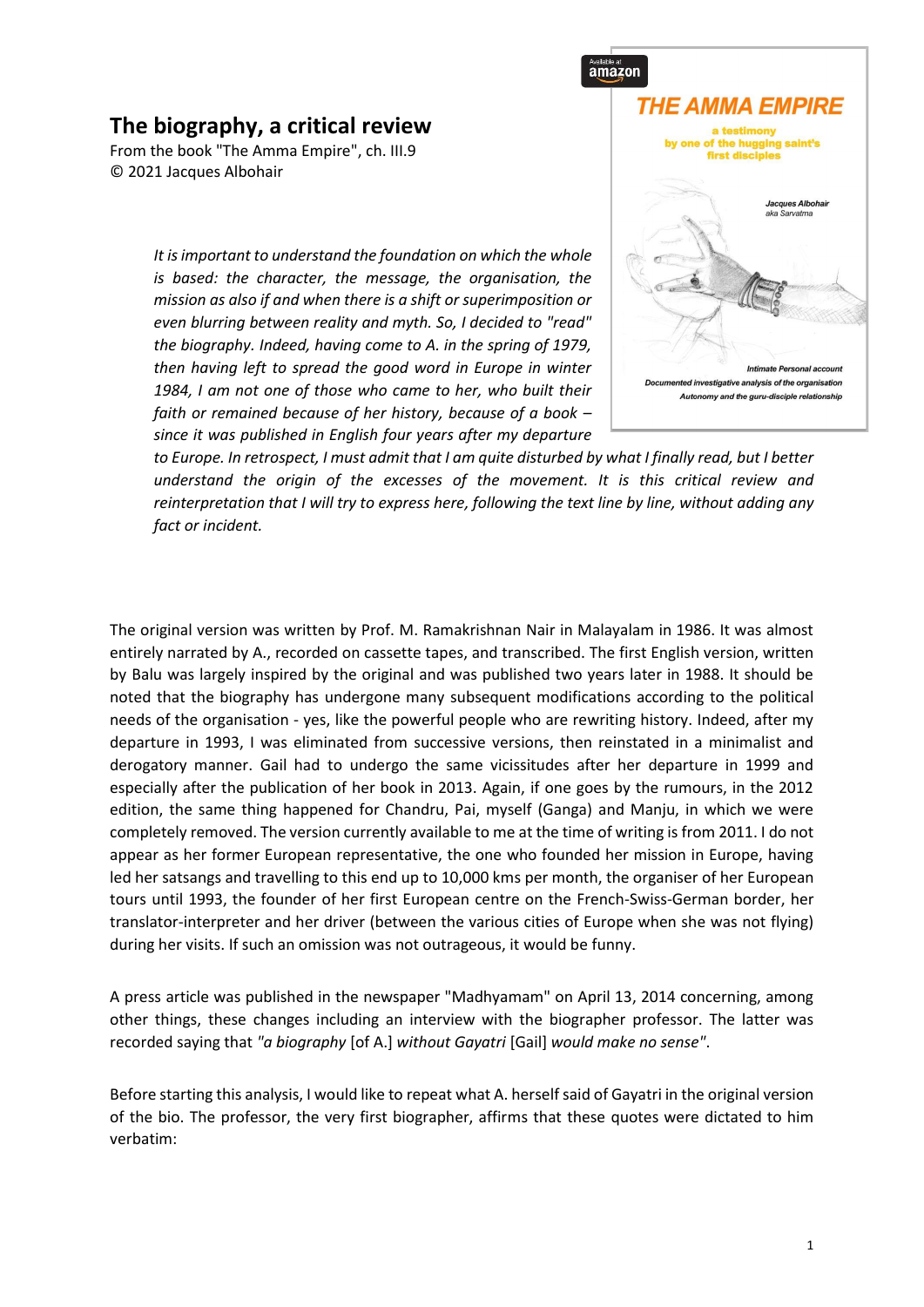## The biography, a critical review

From the book "The Amma Empire", ch. III.9
© 2021 Jacques Albohair

> *It is important to understand the foundation on which the whole is based: the character, the message, the organisation, the mission as also if and when there is a shift or superimposition or even blurring between reality and myth. So, I decided to "read" the biography. Indeed, having come to A. in the spring of 1979, then having left to spread the good word in Europe in winter 1984, I am not one of those who came to her, who built their faith or remained because of her history, because of a book – since it was published in English four years after my departure to Europe. In retrospect, I must admit that I am quite disturbed by what I finally read, but I better understand the origin of the excesses of the movement. It is this critical review and reinterpretation that I will try to express here, following the text line by line, without adding any fact or incident.*

The original version was written by Prof. M. Ramakrishnan Nair in Malayalam in 1986. It was almost entirely narrated by A., recorded on cassette tapes, and transcribed. The first English version, written by Balu was largely inspired by the original and was published two years later in 1988. It should be noted that the biography has undergone many subsequent modifications according to the political needs of the organisation - yes, like the powerful people who are rewriting history. Indeed, after my departure in 1993, I was eliminated from successive versions, then reinstated in a minimalist and derogatory manner. Gail had to undergo the same vicissitudes after her departure in 1999 and especially after the publication of her book in 2013. Again, if one goes by the rumours, in the 2012 edition, the same thing happened for Chandru, Pai, myself (Ganga) and Manju, in which we were completely removed. The version currently available to me at the time of writing is from 2011. I do not appear as her former European representative, the one who founded her mission in Europe, having led her satsangs and travelling to this end up to 10,000 kms per month, the organiser of her European tours until 1993, the founder of her first European centre on the French-Swiss-German border, her translator-interpreter and her driver (between the various cities of Europe when she was not flying) during her visits. If such an omission was not outrageous, it would be funny.

A press article was published in the newspaper "Madhyamam" on April 13, 2014 concerning, among other things, these changes including an interview with the biographer professor. The latter was recorded saying that *"a biography* [of A.] *without Gayatri* [Gail] *would make no sense"*.

Before starting this analysis, I would like to repeat what A. herself said of Gayatri in the original version of the bio. The professor, the very first biographer, affirms that these quotes were dictated to him verbatim: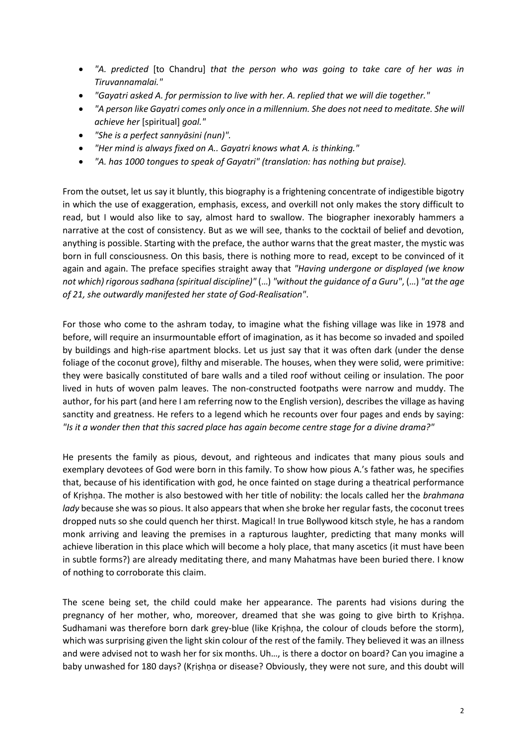- *"A. predicted* [to Chandru] *that the person who was going to take care of her was in Tiruvannamalai."*
- *"Gayatri asked A. for permission to live with her. A. replied that we will die together."*
- *"A person like Gayatri comes only once in a millennium. She does not need to meditate. She will achieve her* [spiritual] *goal."*
- *"She is a perfect sannyāsini (nun)".*
- *"Her mind is always fixed on A.. Gayatri knows what A. is thinking."*
- *"A. has 1000 tongues to speak of Gayatri" (translation: has nothing but praise).*

From the outset, let us say it bluntly, this biography is a frightening concentrate of indigestible bigotry in which the use of exaggeration, emphasis, excess, and overkill not only makes the story difficult to read, but I would also like to say, almost hard to swallow. The biographer inexorably hammers a narrative at the cost of consistency. But as we will see, thanks to the cocktail of belief and devotion, anything is possible. Starting with the preface, the author warns that the great master, the mystic was born in full consciousness. On this basis, there is nothing more to read, except to be convinced of it again and again. The preface specifies straight away that *"Having undergone or displayed (we know not which) rigorous sadhana (spiritual discipline)"* (…) *"without the guidance of a Guru"*, (…) *"at the age of 21, she outwardly manifested her state of God-Realisation"*.

For those who come to the ashram today, to imagine what the fishing village was like in 1978 and before, will require an insurmountable effort of imagination, as it has become so invaded and spoiled by buildings and high-rise apartment blocks. Let us just say that it was often dark (under the dense foliage of the coconut grove), filthy and miserable. The houses, when they were solid, were primitive: they were basically constituted of bare walls and a tiled roof without ceiling or insulation. The poor lived in huts of woven palm leaves. The non-constructed footpaths were narrow and muddy. The author, for his part (and here I am referring now to the English version), describes the village as having sanctity and greatness. He refers to a legend which he recounts over four pages and ends by saying: *"Is it a wonder then that this sacred place has again become centre stage for a divine drama?"*

He presents the family as pious, devout, and righteous and indicates that many pious souls and exemplary devotees of God were born in this family. To show how pious A.'s father was, he specifies that, because of his identification with god, he once fainted on stage during a theatrical performance of Kṛiṣhṇa. The mother is also bestowed with her title of nobility: the locals called her the *brahmana lady* because she was so pious. It also appears that when she broke her regular fasts, the coconut trees dropped nuts so she could quench her thirst. Magical! In true Bollywood kitsch style, he has a random monk arriving and leaving the premises in a rapturous laughter, predicting that many monks will achieve liberation in this place which will become a holy place, that many ascetics (it must have been in subtle forms?) are already meditating there, and many Mahatmas have been buried there. I know of nothing to corroborate this claim.

The scene being set, the child could make her appearance. The parents had visions during the pregnancy of her mother, who, moreover, dreamed that she was going to give birth to Kṛiṣhṇa. Sudhamani was therefore born dark grey-blue (like Kṛiṣhṇa, the colour of clouds before the storm), which was surprising given the light skin colour of the rest of the family. They believed it was an illness and were advised not to wash her for six months. Uh…, is there a doctor on board? Can you imagine a baby unwashed for 180 days? (Kṛiṣhṇa or disease? Obviously, they were not sure, and this doubt will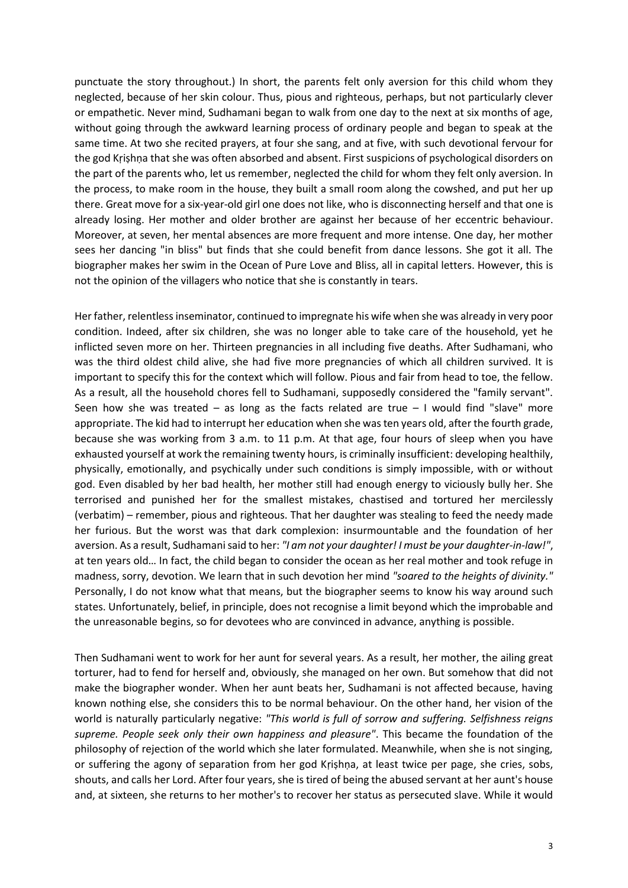punctuate the story throughout.) In short, the parents felt only aversion for this child whom they neglected, because of her skin colour. Thus, pious and righteous, perhaps, but not particularly clever or empathetic. Never mind, Sudhamani began to walk from one day to the next at six months of age, without going through the awkward learning process of ordinary people and began to speak at the same time. At two she recited prayers, at four she sang, and at five, with such devotional fervour for the god Kṛiṣhṇa that she was often absorbed and absent. First suspicions of psychological disorders on the part of the parents who, let us remember, neglected the child for whom they felt only aversion. In the process, to make room in the house, they built a small room along the cowshed, and put her up there. Great move for a six-year-old girl one does not like, who is disconnecting herself and that one is already losing. Her mother and older brother are against her because of her eccentric behaviour. Moreover, at seven, her mental absences are more frequent and more intense. One day, her mother sees her dancing "in bliss" but finds that she could benefit from dance lessons. She got it all. The biographer makes her swim in the Ocean of Pure Love and Bliss, all in capital letters. However, this is not the opinion of the villagers who notice that she is constantly in tears.

Her father, relentless inseminator, continued to impregnate his wife when she was already in very poor condition. Indeed, after six children, she was no longer able to take care of the household, yet he inflicted seven more on her. Thirteen pregnancies in all including five deaths. After Sudhamani, who was the third oldest child alive, she had five more pregnancies of which all children survived. It is important to specify this for the context which will follow. Pious and fair from head to toe, the fellow. As a result, all the household chores fell to Sudhamani, supposedly considered the "family servant". Seen how she was treated – as long as the facts related are true – I would find "slave" more appropriate. The kid had to interrupt her education when she was ten years old, after the fourth grade, because she was working from 3 a.m. to 11 p.m. At that age, four hours of sleep when you have exhausted yourself at work the remaining twenty hours, is criminally insufficient: developing healthily, physically, emotionally, and psychically under such conditions is simply impossible, with or without god. Even disabled by her bad health, her mother still had enough energy to viciously bully her. She terrorised and punished her for the smallest mistakes, chastised and tortured her mercilessly (verbatim) – remember, pious and righteous. That her daughter was stealing to feed the needy made her furious. But the worst was that dark complexion: insurmountable and the foundation of her aversion. As a result, Sudhamani said to her: *"I am not your daughter! I must be your daughter-in-law!"*, at ten years old… In fact, the child began to consider the ocean as her real mother and took refuge in madness, sorry, devotion. We learn that in such devotion her mind *"soared to the heights of divinity."* Personally, I do not know what that means, but the biographer seems to know his way around such states. Unfortunately, belief, in principle, does not recognise a limit beyond which the improbable and the unreasonable begins, so for devotees who are convinced in advance, anything is possible.

Then Sudhamani went to work for her aunt for several years. As a result, her mother, the ailing great torturer, had to fend for herself and, obviously, she managed on her own. But somehow that did not make the biographer wonder. When her aunt beats her, Sudhamani is not affected because, having known nothing else, she considers this to be normal behaviour. On the other hand, her vision of the world is naturally particularly negative: *"This world is full of sorrow and suffering. Selfishness reigns supreme. People seek only their own happiness and pleasure"*. This became the foundation of the philosophy of rejection of the world which she later formulated. Meanwhile, when she is not singing, or suffering the agony of separation from her god Kṛiṣhṇa, at least twice per page, she cries, sobs, shouts, and calls her Lord. After four years, she is tired of being the abused servant at her aunt's house and, at sixteen, she returns to her mother's to recover her status as persecuted slave. While it would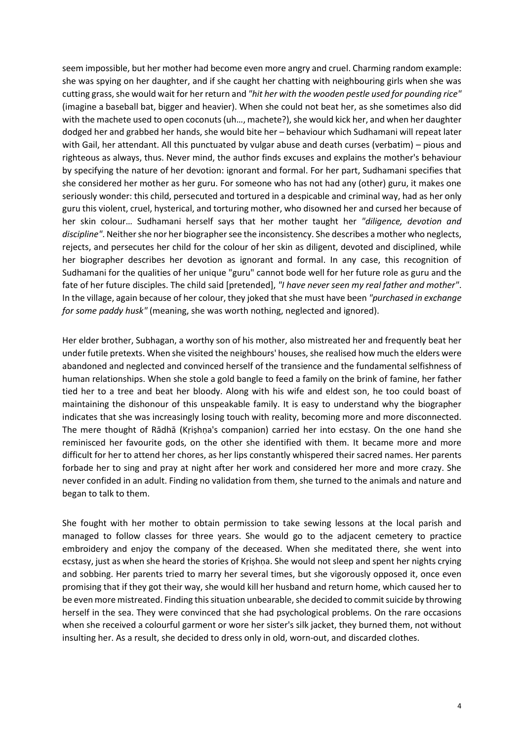seem impossible, but her mother had become even more angry and cruel. Charming random example: she was spying on her daughter, and if she caught her chatting with neighbouring girls when she was cutting grass, she would wait for her return and *"hit her with the wooden pestle used for pounding rice"* (imagine a baseball bat, bigger and heavier). When she could not beat her, as she sometimes also did with the machete used to open coconuts (uh…, machete?), she would kick her, and when her daughter dodged her and grabbed her hands, she would bite her – behaviour which Sudhamani will repeat later with Gail, her attendant. All this punctuated by vulgar abuse and death curses (verbatim) – pious and righteous as always, thus. Never mind, the author finds excuses and explains the mother's behaviour by specifying the nature of her devotion: ignorant and formal. For her part, Sudhamani specifies that she considered her mother as her guru. For someone who has not had any (other) guru, it makes one seriously wonder: this child, persecuted and tortured in a despicable and criminal way, had as her only guru this violent, cruel, hysterical, and torturing mother, who disowned her and cursed her because of her skin colour… Sudhamani herself says that her mother taught her *"diligence, devotion and discipline"*. Neither she nor her biographer see the inconsistency. She describes a mother who neglects, rejects, and persecutes her child for the colour of her skin as diligent, devoted and disciplined, while her biographer describes her devotion as ignorant and formal. In any case, this recognition of Sudhamani for the qualities of her unique "guru" cannot bode well for her future role as guru and the fate of her future disciples. The child said [pretended], *"I have never seen my real father and mother"*. In the village, again because of her colour, they joked that she must have been *"purchased in exchange for some paddy husk"* (meaning, she was worth nothing, neglected and ignored).

Her elder brother, Subhagan, a worthy son of his mother, also mistreated her and frequently beat her under futile pretexts. When she visited the neighbours' houses, she realised how much the elders were abandoned and neglected and convinced herself of the transience and the fundamental selfishness of human relationships. When she stole a gold bangle to feed a family on the brink of famine, her father tied her to a tree and beat her bloody. Along with his wife and eldest son, he too could boast of maintaining the dishonour of this unspeakable family. It is easy to understand why the biographer indicates that she was increasingly losing touch with reality, becoming more and more disconnected. The mere thought of Rādhā (Kṛiṣhṇa's companion) carried her into ecstasy. On the one hand she reminisced her favourite gods, on the other she identified with them. It became more and more difficult for her to attend her chores, as her lips constantly whispered their sacred names. Her parents forbade her to sing and pray at night after her work and considered her more and more crazy. She never confided in an adult. Finding no validation from them, she turned to the animals and nature and began to talk to them.

She fought with her mother to obtain permission to take sewing lessons at the local parish and managed to follow classes for three years. She would go to the adjacent cemetery to practice embroidery and enjoy the company of the deceased. When she meditated there, she went into ecstasy, just as when she heard the stories of Kṛiṣhṇa. She would not sleep and spent her nights crying and sobbing. Her parents tried to marry her several times, but she vigorously opposed it, once even promising that if they got their way, she would kill her husband and return home, which caused her to be even more mistreated. Finding this situation unbearable, she decided to commit suicide by throwing herself in the sea. They were convinced that she had psychological problems. On the rare occasions when she received a colourful garment or wore her sister's silk jacket, they burned them, not without insulting her. As a result, she decided to dress only in old, worn-out, and discarded clothes.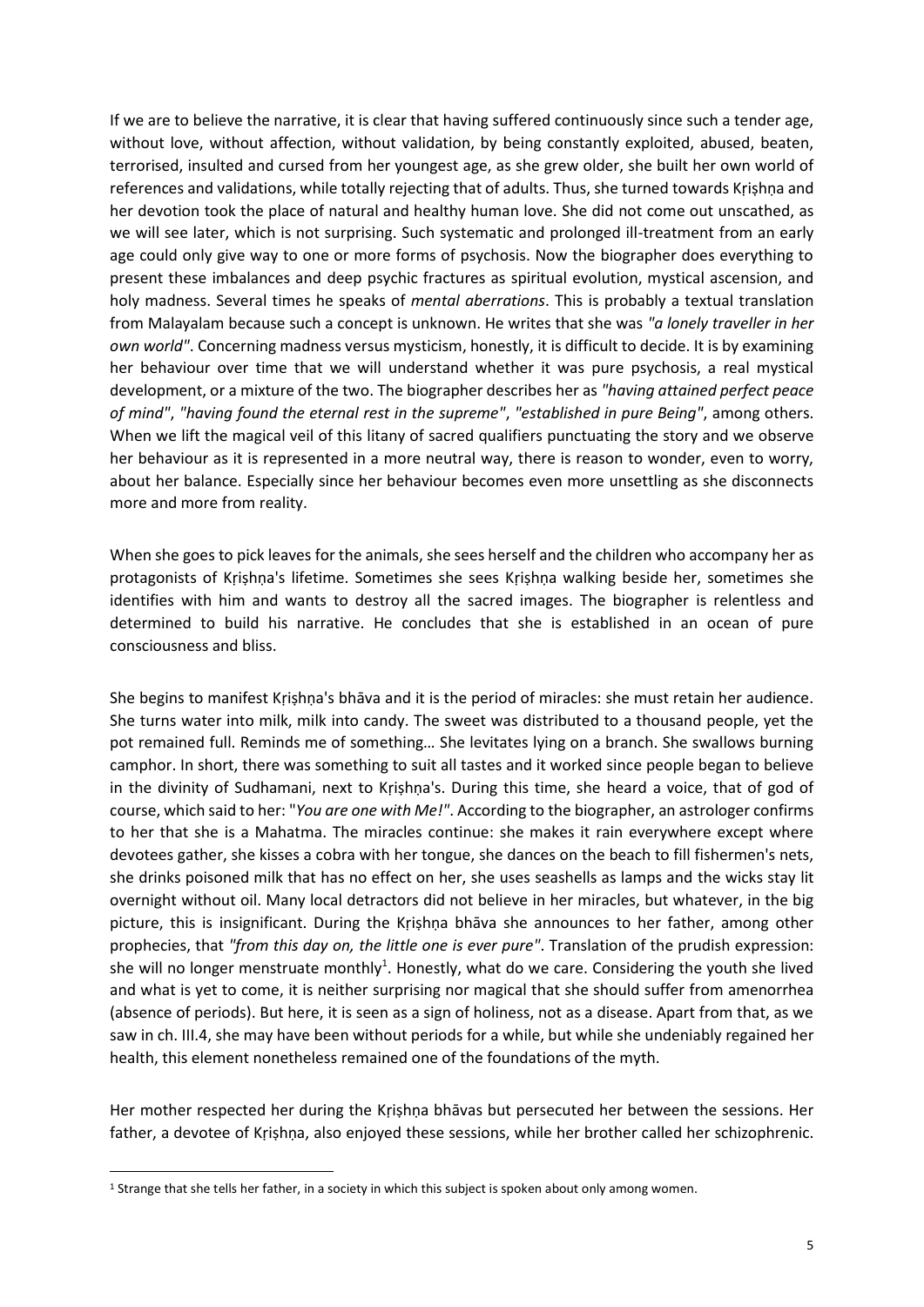If we are to believe the narrative, it is clear that having suffered continuously since such a tender age, without love, without affection, without validation, by being constantly exploited, abused, beaten, terrorised, insulted and cursed from her youngest age, as she grew older, she built her own world of references and validations, while totally rejecting that of adults. Thus, she turned towards Kṛiṣhṇa and her devotion took the place of natural and healthy human love. She did not come out unscathed, as we will see later, which is not surprising. Such systematic and prolonged ill-treatment from an early age could only give way to one or more forms of psychosis. Now the biographer does everything to present these imbalances and deep psychic fractures as spiritual evolution, mystical ascension, and holy madness. Several times he speaks of *mental aberrations*. This is probably a textual translation from Malayalam because such a concept is unknown. He writes that she was *"a lonely traveller in her own world"*. Concerning madness versus mysticism, honestly, it is difficult to decide. It is by examining her behaviour over time that we will understand whether it was pure psychosis, a real mystical development, or a mixture of the two. The biographer describes her as *"having attained perfect peace of mind"*, *"having found the eternal rest in the supreme"*, *"established in pure Being"*, among others. When we lift the magical veil of this litany of sacred qualifiers punctuating the story and we observe her behaviour as it is represented in a more neutral way, there is reason to wonder, even to worry, about her balance. Especially since her behaviour becomes even more unsettling as she disconnects more and more from reality.

When she goes to pick leaves for the animals, she sees herself and the children who accompany her as protagonists of Kṛiṣhṇa's lifetime. Sometimes she sees Kṛiṣhṇa walking beside her, sometimes she identifies with him and wants to destroy all the sacred images. The biographer is relentless and determined to build his narrative. He concludes that she is established in an ocean of pure consciousness and bliss.

She begins to manifest Kṛiṣhṇa's bhāva and it is the period of miracles: she must retain her audience. She turns water into milk, milk into candy. The sweet was distributed to a thousand people, yet the pot remained full. Reminds me of something… She levitates lying on a branch. She swallows burning camphor. In short, there was something to suit all tastes and it worked since people began to believe in the divinity of Sudhamani, next to Kṛiṣhṇa's. During this time, she heard a voice, that of god of course, which said to her: "*You are one with Me!"*. According to the biographer, an astrologer confirms to her that she is a Mahatma. The miracles continue: she makes it rain everywhere except where devotees gather, she kisses a cobra with her tongue, she dances on the beach to fill fishermen's nets, she drinks poisoned milk that has no effect on her, she uses seashells as lamps and the wicks stay lit overnight without oil. Many local detractors did not believe in her miracles, but whatever, in the big picture, this is insignificant. During the Kṛiṣhṇa bhāva she announces to her father, among other prophecies, that *"from this day on, the little one is ever pure"*. Translation of the prudish expression: she will no longer menstruate monthly[1]. Honestly, what do we care. Considering the youth she lived and what is yet to come, it is neither surprising nor magical that she should suffer from amenorrhea (absence of periods). But here, it is seen as a sign of holiness, not as a disease. Apart from that, as we saw in ch. III.4, she may have been without periods for a while, but while she undeniably regained her health, this element nonetheless remained one of the foundations of the myth.

Her mother respected her during the Kṛiṣhṇa bhāvas but persecuted her between the sessions. Her father, a devotee of Kṛiṣhṇa, also enjoyed these sessions, while her brother called her schizophrenic.

[1] Strange that she tells her father, in a society in which this subject is spoken about only among women.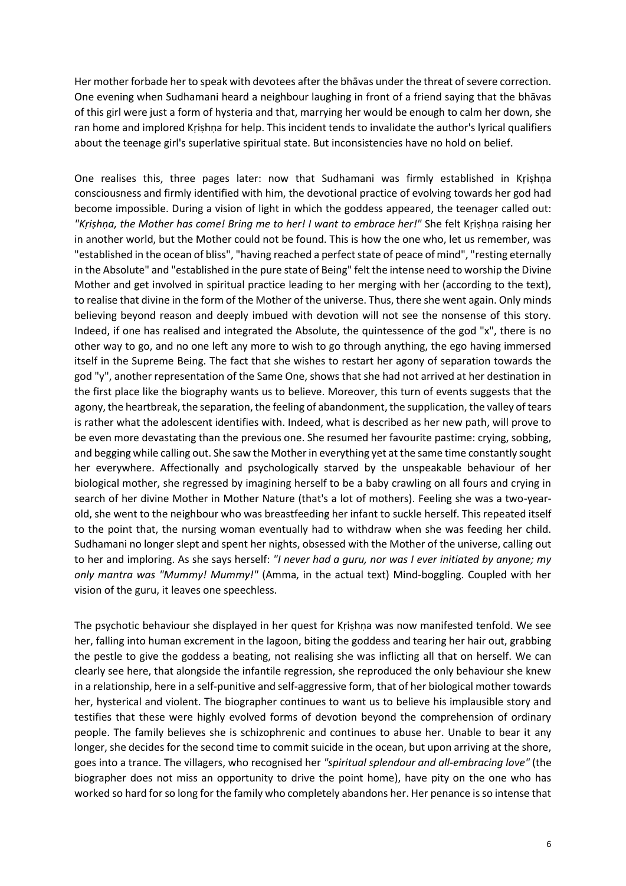Her mother forbade her to speak with devotees after the bhāvas under the threat of severe correction. One evening when Sudhamani heard a neighbour laughing in front of a friend saying that the bhāvas of this girl were just a form of hysteria and that, marrying her would be enough to calm her down, she ran home and implored Kṛiṣhṇa for help. This incident tends to invalidate the author's lyrical qualifiers about the teenage girl's superlative spiritual state. But inconsistencies have no hold on belief.

One realises this, three pages later: now that Sudhamani was firmly established in Kṛiṣhṇa consciousness and firmly identified with him, the devotional practice of evolving towards her god had become impossible. During a vision of light in which the goddess appeared, the teenager called out: *"Kṛiṣhṇa, the Mother has come! Bring me to her! I want to embrace her!"* She felt Kṛiṣhṇa raising her in another world, but the Mother could not be found. This is how the one who, let us remember, was "established in the ocean of bliss", "having reached a perfect state of peace of mind", "resting eternally in the Absolute" and "established in the pure state of Being" felt the intense need to worship the Divine Mother and get involved in spiritual practice leading to her merging with her (according to the text), to realise that divine in the form of the Mother of the universe. Thus, there she went again. Only minds believing beyond reason and deeply imbued with devotion will not see the nonsense of this story. Indeed, if one has realised and integrated the Absolute, the quintessence of the god "x", there is no other way to go, and no one left any more to wish to go through anything, the ego having immersed itself in the Supreme Being. The fact that she wishes to restart her agony of separation towards the god "y", another representation of the Same One, shows that she had not arrived at her destination in the first place like the biography wants us to believe. Moreover, this turn of events suggests that the agony, the heartbreak, the separation, the feeling of abandonment, the supplication, the valley of tears is rather what the adolescent identifies with. Indeed, what is described as her new path, will prove to be even more devastating than the previous one. She resumed her favourite pastime: crying, sobbing, and begging while calling out. She saw the Mother in everything yet at the same time constantly sought her everywhere. Affectionally and psychologically starved by the unspeakable behaviour of her biological mother, she regressed by imagining herself to be a baby crawling on all fours and crying in search of her divine Mother in Mother Nature (that's a lot of mothers). Feeling she was a two-year-old, she went to the neighbour who was breastfeeding her infant to suckle herself. This repeated itself to the point that, the nursing woman eventually had to withdraw when she was feeding her child. Sudhamani no longer slept and spent her nights, obsessed with the Mother of the universe, calling out to her and imploring. As she says herself: *"I never had a guru, nor was I ever initiated by anyone; my only mantra was "Mummy! Mummy!"* (Amma, in the actual text) Mind-boggling. Coupled with her vision of the guru, it leaves one speechless.

The psychotic behaviour she displayed in her quest for Kṛiṣhṇa was now manifested tenfold. We see her, falling into human excrement in the lagoon, biting the goddess and tearing her hair out, grabbing the pestle to give the goddess a beating, not realising she was inflicting all that on herself. We can clearly see here, that alongside the infantile regression, she reproduced the only behaviour she knew in a relationship, here in a self-punitive and self-aggressive form, that of her biological mother towards her, hysterical and violent. The biographer continues to want us to believe his implausible story and testifies that these were highly evolved forms of devotion beyond the comprehension of ordinary people. The family believes she is schizophrenic and continues to abuse her. Unable to bear it any longer, she decides for the second time to commit suicide in the ocean, but upon arriving at the shore, goes into a trance. The villagers, who recognised her *"spiritual splendour and all-embracing love"* (the biographer does not miss an opportunity to drive the point home), have pity on the one who has worked so hard for so long for the family who completely abandons her. Her penance is so intense that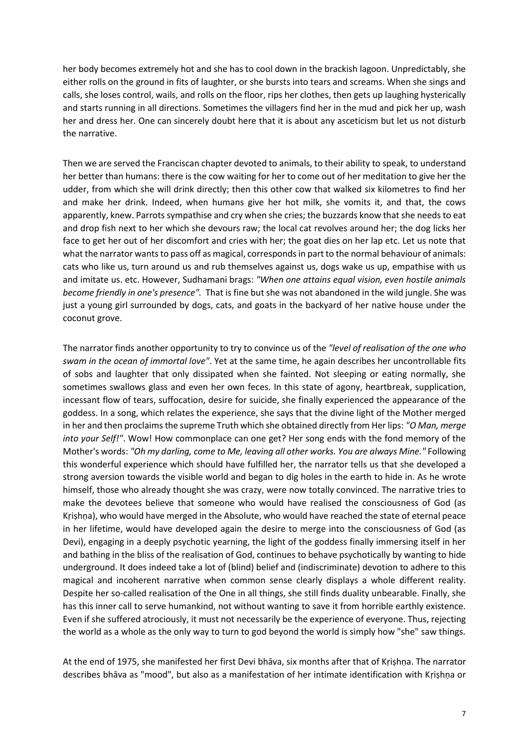her body becomes extremely hot and she has to cool down in the brackish lagoon. Unpredictably, she either rolls on the ground in fits of laughter, or she bursts into tears and screams. When she sings and calls, she loses control, wails, and rolls on the floor, rips her clothes, then gets up laughing hysterically and starts running in all directions. Sometimes the villagers find her in the mud and pick her up, wash her and dress her. One can sincerely doubt here that it is about any asceticism but let us not disturb the narrative.

Then we are served the Franciscan chapter devoted to animals, to their ability to speak, to understand her better than humans: there is the cow waiting for her to come out of her meditation to give her the udder, from which she will drink directly; then this other cow that walked six kilometres to find her and make her drink. Indeed, when humans give her hot milk, she vomits it, and that, the cows apparently, knew. Parrots sympathise and cry when she cries; the buzzards know that she needs to eat and drop fish next to her which she devours raw; the local cat revolves around her; the dog licks her face to get her out of her discomfort and cries with her; the goat dies on her lap etc. Let us note that what the narrator wants to pass off as magical, corresponds in part to the normal behaviour of animals: cats who like us, turn around us and rub themselves against us, dogs wake us up, empathise with us and imitate us. etc. However, Sudhamani brags: *"When one attains equal vision, even hostile animals become friendly in one's presence".* That is fine but she was not abandoned in the wild jungle. She was just a young girl surrounded by dogs, cats, and goats in the backyard of her native house under the coconut grove.

The narrator finds another opportunity to try to convince us of the *"level of realisation of the one who swam in the ocean of immortal love"*. Yet at the same time, he again describes her uncontrollable fits of sobs and laughter that only dissipated when she fainted. Not sleeping or eating normally, she sometimes swallows glass and even her own feces. In this state of agony, heartbreak, supplication, incessant flow of tears, suffocation, desire for suicide, she finally experienced the appearance of the goddess. In a song, which relates the experience, she says that the divine light of the Mother merged in her and then proclaims the supreme Truth which she obtained directly from Her lips: *"O Man, merge into your Self!"*. Wow! How commonplace can one get? Her song ends with the fond memory of the Mother's words: *"Oh my darling, come to Me, leaving all other works. You are always Mine."* Following this wonderful experience which should have fulfilled her, the narrator tells us that she developed a strong aversion towards the visible world and began to dig holes in the earth to hide in. As he wrote himself, those who already thought she was crazy, were now totally convinced. The narrative tries to make the devotees believe that someone who would have realised the consciousness of God (as Kṛiṣhṇa), who would have merged in the Absolute, who would have reached the state of eternal peace in her lifetime, would have developed again the desire to merge into the consciousness of God (as Devi), engaging in a deeply psychotic yearning, the light of the goddess finally immersing itself in her and bathing in the bliss of the realisation of God, continues to behave psychotically by wanting to hide underground. It does indeed take a lot of (blind) belief and (indiscriminate) devotion to adhere to this magical and incoherent narrative when common sense clearly displays a whole different reality. Despite her so-called realisation of the One in all things, she still finds duality unbearable. Finally, she has this inner call to serve humankind, not without wanting to save it from horrible earthly existence. Even if she suffered atrociously, it must not necessarily be the experience of everyone. Thus, rejecting the world as a whole as the only way to turn to god beyond the world is simply how "she" saw things.

At the end of 1975, she manifested her first Devi bhāva, six months after that of Kṛiṣhṇa. The narrator describes bhāva as "mood", but also as a manifestation of her intimate identification with Kṛiṣhṇa or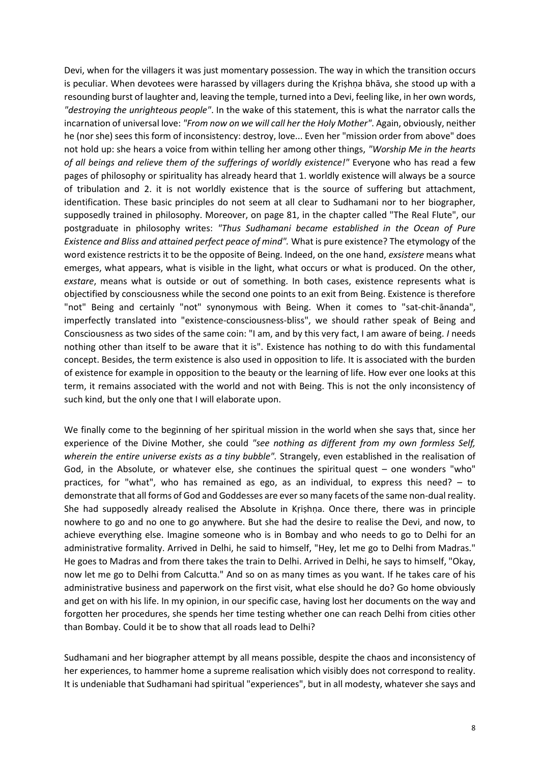Devi, when for the villagers it was just momentary possession. The way in which the transition occurs is peculiar. When devotees were harassed by villagers during the Kṛiṣhṇa bhāva, she stood up with a resounding burst of laughter and, leaving the temple, turned into a Devi, feeling like, in her own words, *"destroying the unrighteous people"*. In the wake of this statement, this is what the narrator calls the incarnation of universal love: *"From now on we will call her the Holy Mother"*. Again, obviously, neither he (nor she) sees this form of inconsistency: destroy, love... Even her "mission order from above" does not hold up: she hears a voice from within telling her among other things, *"Worship Me in the hearts of all beings and relieve them of the sufferings of worldly existence!"* Everyone who has read a few pages of philosophy or spirituality has already heard that 1. worldly existence will always be a source of tribulation and 2. it is not worldly existence that is the source of suffering but attachment, identification. These basic principles do not seem at all clear to Sudhamani nor to her biographer, supposedly trained in philosophy. Moreover, on page 81, in the chapter called "The Real Flute", our postgraduate in philosophy writes: *"Thus Sudhamani became established in the Ocean of Pure Existence and Bliss and attained perfect peace of mind".* What is pure existence? The etymology of the word existence restricts it to be the opposite of Being. Indeed, on the one hand, *exsistere* means what emerges, what appears, what is visible in the light, what occurs or what is produced. On the other, *exstare*, means what is outside or out of something. In both cases, existence represents what is objectified by consciousness while the second one points to an exit from Being. Existence is therefore "not" Being and certainly "not" synonymous with Being. When it comes to "sat-chit-ānanda", imperfectly translated into "existence-consciousness-bliss", we should rather speak of Being and Consciousness as two sides of the same coin: "I am, and by this very fact, I am aware of being. *I* needs nothing other than itself to be aware that it is". Existence has nothing to do with this fundamental concept. Besides, the term existence is also used in opposition to life. It is associated with the burden of existence for example in opposition to the beauty or the learning of life. How ever one looks at this term, it remains associated with the world and not with Being. This is not the only inconsistency of such kind, but the only one that I will elaborate upon.

We finally come to the beginning of her spiritual mission in the world when she says that, since her experience of the Divine Mother, she could *"see nothing as different from my own formless Self, wherein the entire universe exists as a tiny bubble".* Strangely, even established in the realisation of God, in the Absolute, or whatever else, she continues the spiritual quest – one wonders "who" practices, for "what", who has remained as ego, as an individual, to express this need? – to demonstrate that all forms of God and Goddesses are ever so many facets of the same non-dual reality. She had supposedly already realised the Absolute in Kṛiṣhṇa. Once there, there was in principle nowhere to go and no one to go anywhere. But she had the desire to realise the Devi, and now, to achieve everything else. Imagine someone who is in Bombay and who needs to go to Delhi for an administrative formality. Arrived in Delhi, he said to himself, "Hey, let me go to Delhi from Madras." He goes to Madras and from there takes the train to Delhi. Arrived in Delhi, he says to himself, "Okay, now let me go to Delhi from Calcutta." And so on as many times as you want. If he takes care of his administrative business and paperwork on the first visit, what else should he do? Go home obviously and get on with his life. In my opinion, in our specific case, having lost her documents on the way and forgotten her procedures, she spends her time testing whether one can reach Delhi from cities other than Bombay. Could it be to show that all roads lead to Delhi?

Sudhamani and her biographer attempt by all means possible, despite the chaos and inconsistency of her experiences, to hammer home a supreme realisation which visibly does not correspond to reality. It is undeniable that Sudhamani had spiritual "experiences", but in all modesty, whatever she says and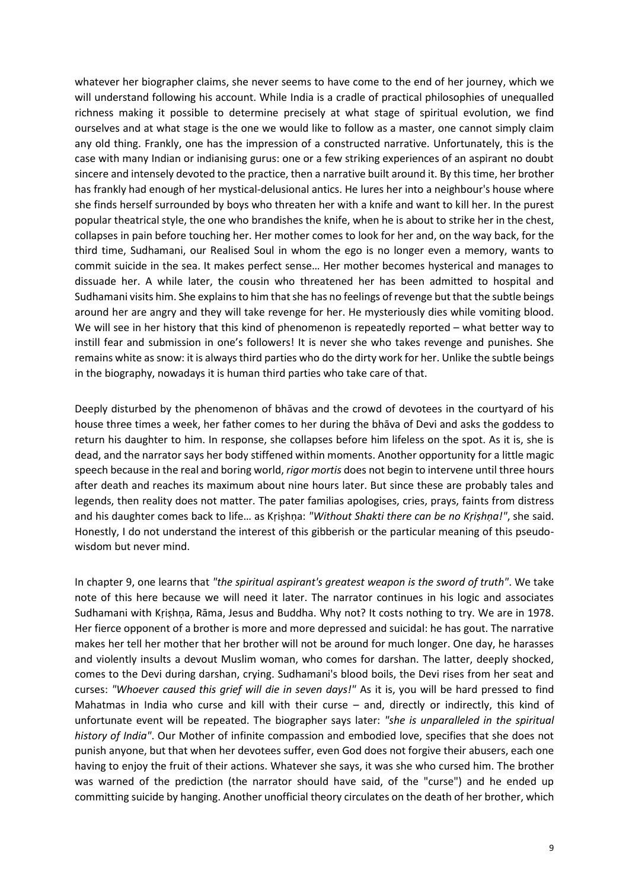whatever her biographer claims, she never seems to have come to the end of her journey, which we will understand following his account. While India is a cradle of practical philosophies of unequalled richness making it possible to determine precisely at what stage of spiritual evolution, we find ourselves and at what stage is the one we would like to follow as a master, one cannot simply claim any old thing. Frankly, one has the impression of a constructed narrative. Unfortunately, this is the case with many Indian or indianising gurus: one or a few striking experiences of an aspirant no doubt sincere and intensely devoted to the practice, then a narrative built around it. By this time, her brother has frankly had enough of her mystical-delusional antics. He lures her into a neighbour's house where she finds herself surrounded by boys who threaten her with a knife and want to kill her. In the purest popular theatrical style, the one who brandishes the knife, when he is about to strike her in the chest, collapses in pain before touching her. Her mother comes to look for her and, on the way back, for the third time, Sudhamani, our Realised Soul in whom the ego is no longer even a memory, wants to commit suicide in the sea. It makes perfect sense… Her mother becomes hysterical and manages to dissuade her. A while later, the cousin who threatened her has been admitted to hospital and Sudhamani visits him. She explains to him that she has no feelings of revenge but that the subtle beings around her are angry and they will take revenge for her. He mysteriously dies while vomiting blood. We will see in her history that this kind of phenomenon is repeatedly reported – what better way to instill fear and submission in one's followers! It is never she who takes revenge and punishes. She remains white as snow: it is always third parties who do the dirty work for her. Unlike the subtle beings in the biography, nowadays it is human third parties who take care of that.

Deeply disturbed by the phenomenon of bhāvas and the crowd of devotees in the courtyard of his house three times a week, her father comes to her during the bhāva of Devi and asks the goddess to return his daughter to him. In response, she collapses before him lifeless on the spot. As it is, she is dead, and the narrator says her body stiffened within moments. Another opportunity for a little magic speech because in the real and boring world, *rigor mortis* does not begin to intervene until three hours after death and reaches its maximum about nine hours later. But since these are probably tales and legends, then reality does not matter. The pater familias apologises, cries, prays, faints from distress and his daughter comes back to life… as Kṛiṣhṇa: *"Without Shakti there can be no Kṛiṣhṇa!"*, she said. Honestly, I do not understand the interest of this gibberish or the particular meaning of this pseudo-wisdom but never mind.

In chapter 9, one learns that *"the spiritual aspirant's greatest weapon is the sword of truth"*. We take note of this here because we will need it later. The narrator continues in his logic and associates Sudhamani with Kṛiṣhṇa, Rāma, Jesus and Buddha. Why not? It costs nothing to try. We are in 1978. Her fierce opponent of a brother is more and more depressed and suicidal: he has gout. The narrative makes her tell her mother that her brother will not be around for much longer. One day, he harasses and violently insults a devout Muslim woman, who comes for darshan. The latter, deeply shocked, comes to the Devi during darshan, crying. Sudhamani's blood boils, the Devi rises from her seat and curses: *"Whoever caused this grief will die in seven days!"* As it is, you will be hard pressed to find Mahatmas in India who curse and kill with their curse – and, directly or indirectly, this kind of unfortunate event will be repeated. The biographer says later: *"she is unparalleled in the spiritual history of India"*. Our Mother of infinite compassion and embodied love, specifies that she does not punish anyone, but that when her devotees suffer, even God does not forgive their abusers, each one having to enjoy the fruit of their actions. Whatever she says, it was she who cursed him. The brother was warned of the prediction (the narrator should have said, of the "curse") and he ended up committing suicide by hanging. Another unofficial theory circulates on the death of her brother, which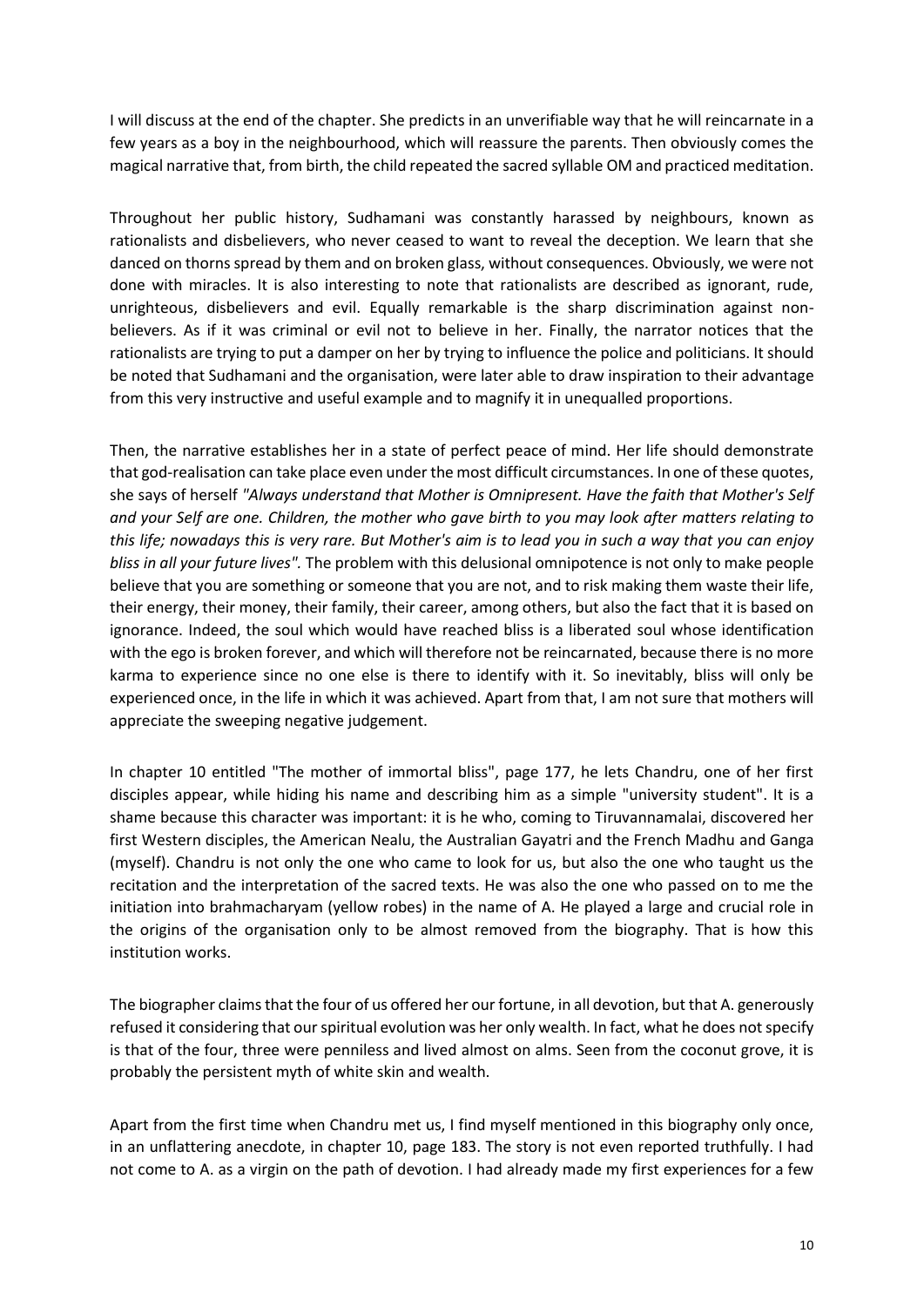I will discuss at the end of the chapter. She predicts in an unverifiable way that he will reincarnate in a few years as a boy in the neighbourhood, which will reassure the parents. Then obviously comes the magical narrative that, from birth, the child repeated the sacred syllable OM and practiced meditation.

Throughout her public history, Sudhamani was constantly harassed by neighbours, known as rationalists and disbelievers, who never ceased to want to reveal the deception. We learn that she danced on thorns spread by them and on broken glass, without consequences. Obviously, we were not done with miracles. It is also interesting to note that rationalists are described as ignorant, rude, unrighteous, disbelievers and evil. Equally remarkable is the sharp discrimination against non-believers. As if it was criminal or evil not to believe in her. Finally, the narrator notices that the rationalists are trying to put a damper on her by trying to influence the police and politicians. It should be noted that Sudhamani and the organisation, were later able to draw inspiration to their advantage from this very instructive and useful example and to magnify it in unequalled proportions.

Then, the narrative establishes her in a state of perfect peace of mind. Her life should demonstrate that god-realisation can take place even under the most difficult circumstances. In one of these quotes, she says of herself *"Always understand that Mother is Omnipresent. Have the faith that Mother's Self and your Self are one. Children, the mother who gave birth to you may look after matters relating to this life; nowadays this is very rare. But Mother's aim is to lead you in such a way that you can enjoy bliss in all your future lives".* The problem with this delusional omnipotence is not only to make people believe that you are something or someone that you are not, and to risk making them waste their life, their energy, their money, their family, their career, among others, but also the fact that it is based on ignorance. Indeed, the soul which would have reached bliss is a liberated soul whose identification with the ego is broken forever, and which will therefore not be reincarnated, because there is no more karma to experience since no one else is there to identify with it. So inevitably, bliss will only be experienced once, in the life in which it was achieved. Apart from that, I am not sure that mothers will appreciate the sweeping negative judgement.

In chapter 10 entitled "The mother of immortal bliss", page 177, he lets Chandru, one of her first disciples appear, while hiding his name and describing him as a simple "university student". It is a shame because this character was important: it is he who, coming to Tiruvannamalai, discovered her first Western disciples, the American Nealu, the Australian Gayatri and the French Madhu and Ganga (myself). Chandru is not only the one who came to look for us, but also the one who taught us the recitation and the interpretation of the sacred texts. He was also the one who passed on to me the initiation into brahmacharyam (yellow robes) in the name of A. He played a large and crucial role in the origins of the organisation only to be almost removed from the biography. That is how this institution works.

The biographer claims that the four of us offered her our fortune, in all devotion, but that A. generously refused it considering that our spiritual evolution was her only wealth. In fact, what he does not specify is that of the four, three were penniless and lived almost on alms. Seen from the coconut grove, it is probably the persistent myth of white skin and wealth.

Apart from the first time when Chandru met us, I find myself mentioned in this biography only once, in an unflattering anecdote, in chapter 10, page 183. The story is not even reported truthfully. I had not come to A. as a virgin on the path of devotion. I had already made my first experiences for a few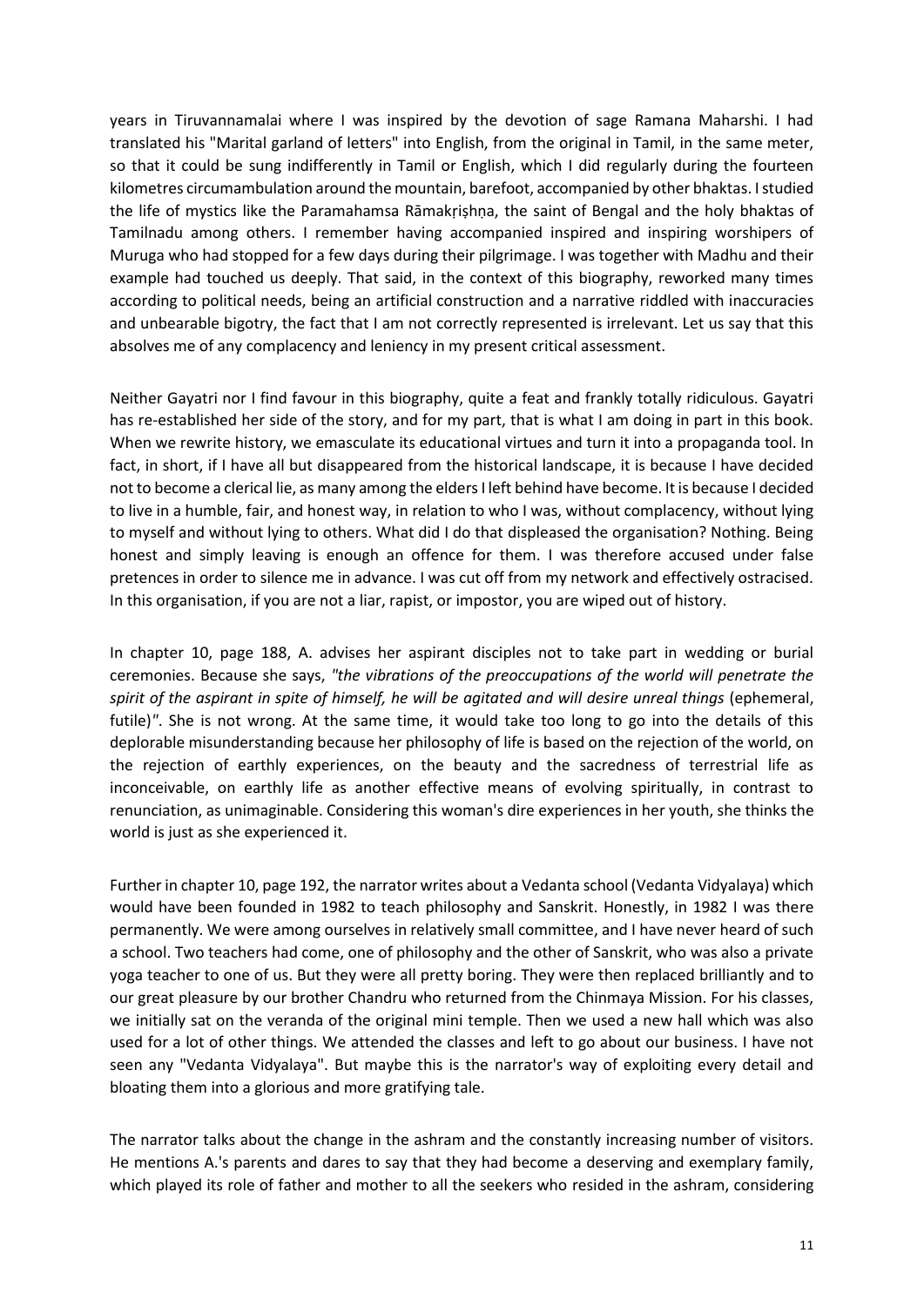years in Tiruvannamalai where I was inspired by the devotion of sage Ramana Maharshi. I had translated his "Marital garland of letters" into English, from the original in Tamil, in the same meter, so that it could be sung indifferently in Tamil or English, which I did regularly during the fourteen kilometres circumambulation around the mountain, barefoot, accompanied by other bhaktas. I studied the life of mystics like the Paramahamsa Rāmakṛiṣhṇa, the saint of Bengal and the holy bhaktas of Tamilnadu among others. I remember having accompanied inspired and inspiring worshipers of Muruga who had stopped for a few days during their pilgrimage. I was together with Madhu and their example had touched us deeply. That said, in the context of this biography, reworked many times according to political needs, being an artificial construction and a narrative riddled with inaccuracies and unbearable bigotry, the fact that I am not correctly represented is irrelevant. Let us say that this absolves me of any complacency and leniency in my present critical assessment.

Neither Gayatri nor I find favour in this biography, quite a feat and frankly totally ridiculous. Gayatri has re-established her side of the story, and for my part, that is what I am doing in part in this book. When we rewrite history, we emasculate its educational virtues and turn it into a propaganda tool. In fact, in short, if I have all but disappeared from the historical landscape, it is because I have decided not to become a clerical lie, as many among the elders I left behind have become. It is because I decided to live in a humble, fair, and honest way, in relation to who I was, without complacency, without lying to myself and without lying to others. What did I do that displeased the organisation? Nothing. Being honest and simply leaving is enough an offence for them. I was therefore accused under false pretences in order to silence me in advance. I was cut off from my network and effectively ostracised. In this organisation, if you are not a liar, rapist, or impostor, you are wiped out of history.

In chapter 10, page 188, A. advises her aspirant disciples not to take part in wedding or burial ceremonies. Because she says, *"the vibrations of the preoccupations of the world will penetrate the spirit of the aspirant in spite of himself, he will be agitated and will desire unreal things* (ephemeral, futile)*"*. She is not wrong. At the same time, it would take too long to go into the details of this deplorable misunderstanding because her philosophy of life is based on the rejection of the world, on the rejection of earthly experiences, on the beauty and the sacredness of terrestrial life as inconceivable, on earthly life as another effective means of evolving spiritually, in contrast to renunciation, as unimaginable. Considering this woman's dire experiences in her youth, she thinks the world is just as she experienced it.

Further in chapter 10, page 192, the narrator writes about a Vedanta school (Vedanta Vidyalaya) which would have been founded in 1982 to teach philosophy and Sanskrit. Honestly, in 1982 I was there permanently. We were among ourselves in relatively small committee, and I have never heard of such a school. Two teachers had come, one of philosophy and the other of Sanskrit, who was also a private yoga teacher to one of us. But they were all pretty boring. They were then replaced brilliantly and to our great pleasure by our brother Chandru who returned from the Chinmaya Mission. For his classes, we initially sat on the veranda of the original mini temple. Then we used a new hall which was also used for a lot of other things. We attended the classes and left to go about our business. I have not seen any "Vedanta Vidyalaya". But maybe this is the narrator's way of exploiting every detail and bloating them into a glorious and more gratifying tale.

The narrator talks about the change in the ashram and the constantly increasing number of visitors. He mentions A.'s parents and dares to say that they had become a deserving and exemplary family, which played its role of father and mother to all the seekers who resided in the ashram, considering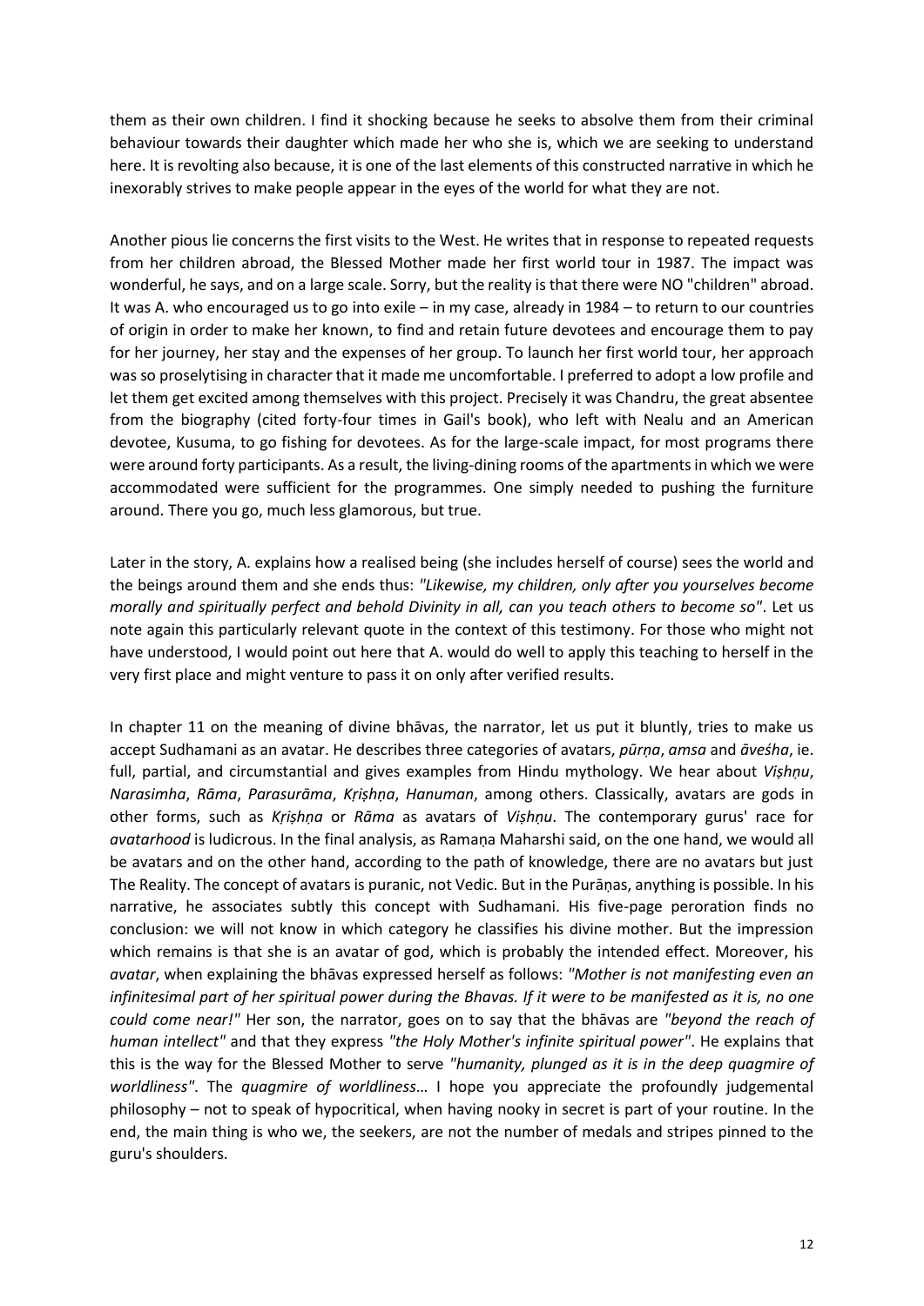them as their own children. I find it shocking because he seeks to absolve them from their criminal behaviour towards their daughter which made her who she is, which we are seeking to understand here. It is revolting also because, it is one of the last elements of this constructed narrative in which he inexorably strives to make people appear in the eyes of the world for what they are not.

Another pious lie concerns the first visits to the West. He writes that in response to repeated requests from her children abroad, the Blessed Mother made her first world tour in 1987. The impact was wonderful, he says, and on a large scale. Sorry, but the reality is that there were NO "children" abroad. It was A. who encouraged us to go into exile – in my case, already in 1984 – to return to our countries of origin in order to make her known, to find and retain future devotees and encourage them to pay for her journey, her stay and the expenses of her group. To launch her first world tour, her approach was so proselytising in character that it made me uncomfortable. I preferred to adopt a low profile and let them get excited among themselves with this project. Precisely it was Chandru, the great absentee from the biography (cited forty-four times in Gail's book), who left with Nealu and an American devotee, Kusuma, to go fishing for devotees. As for the large-scale impact, for most programs there were around forty participants. As a result, the living-dining rooms of the apartments in which we were accommodated were sufficient for the programmes. One simply needed to pushing the furniture around. There you go, much less glamorous, but true.

Later in the story, A. explains how a realised being (she includes herself of course) sees the world and the beings around them and she ends thus: *"Likewise, my children, only after you yourselves become morally and spiritually perfect and behold Divinity in all, can you teach others to become so"*. Let us note again this particularly relevant quote in the context of this testimony. For those who might not have understood, I would point out here that A. would do well to apply this teaching to herself in the very first place and might venture to pass it on only after verified results.

In chapter 11 on the meaning of divine bhāvas, the narrator, let us put it bluntly, tries to make us accept Sudhamani as an avatar. He describes three categories of avatars, *pūrṇa*, *amsa* and *āveśha*, ie. full, partial, and circumstantial and gives examples from Hindu mythology. We hear about *Viṣhṇu*, *Narasimha*, *Rāma*, *Parasurāma*, *Kṛiṣhṇa*, *Hanuman*, among others. Classically, avatars are gods in other forms, such as *Kṛiṣhṇa* or *Rāma* as avatars of *Viṣhṇu*. The contemporary gurus' race for *avatarhood* is ludicrous. In the final analysis, as Ramaṇa Maharshi said, on the one hand, we would all be avatars and on the other hand, according to the path of knowledge, there are no avatars but just The Reality. The concept of avatars is puranic, not Vedic. But in the Purāṇas, anything is possible. In his narrative, he associates subtly this concept with Sudhamani. His five-page peroration finds no conclusion: we will not know in which category he classifies his divine mother. But the impression which remains is that she is an avatar of god, which is probably the intended effect. Moreover, his *avatar*, when explaining the bhāvas expressed herself as follows: *"Mother is not manifesting even an infinitesimal part of her spiritual power during the Bhavas. If it were to be manifested as it is, no one could come near!"* Her son, the narrator, goes on to say that the bhāvas are *"beyond the reach of human intellect"* and that they express *"the Holy Mother's infinite spiritual power"*. He explains that this is the way for the Blessed Mother to serve *"humanity, plunged as it is in the deep quagmire of worldliness"*. The *quagmire of worldliness*… I hope you appreciate the profoundly judgemental philosophy – not to speak of hypocritical, when having nooky in secret is part of your routine. In the end, the main thing is who we, the seekers, are not the number of medals and stripes pinned to the guru's shoulders.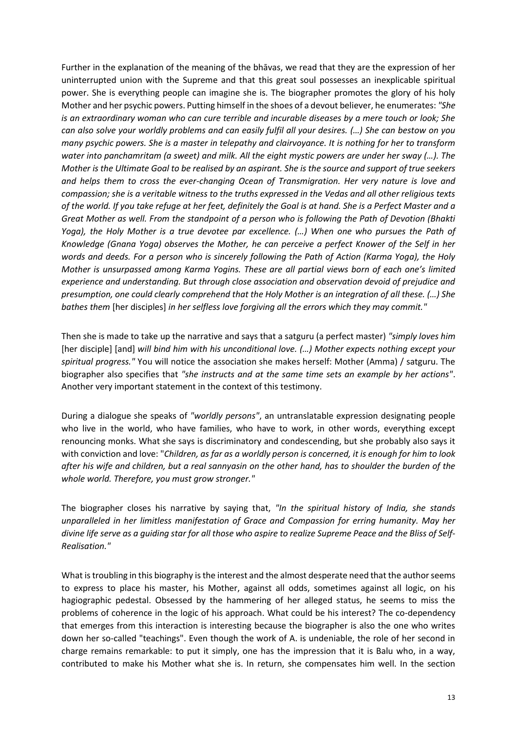Further in the explanation of the meaning of the bhāvas, we read that they are the expression of her uninterrupted union with the Supreme and that this great soul possesses an inexplicable spiritual power. She is everything people can imagine she is. The biographer promotes the glory of his holy Mother and her psychic powers. Putting himself in the shoes of a devout believer, he enumerates: *"She is an extraordinary woman who can cure terrible and incurable diseases by a mere touch or look; She can also solve your worldly problems and can easily fulfil all your desires. (…) She can bestow on you many psychic powers. She is a master in telepathy and clairvoyance. It is nothing for her to transform water into panchamritam (a sweet) and milk. All the eight mystic powers are under her sway (…). The Mother is the Ultimate Goal to be realised by an aspirant. She is the source and support of true seekers and helps them to cross the ever-changing Ocean of Transmigration. Her very nature is love and compassion; she is a veritable witness to the truths expressed in the Vedas and all other religious texts of the world. If you take refuge at her feet, definitely the Goal is at hand. She is a Perfect Master and a Great Mother as well. From the standpoint of a person who is following the Path of Devotion (Bhakti Yoga), the Holy Mother is a true devotee par excellence. (…) When one who pursues the Path of Knowledge (Gnana Yoga) observes the Mother, he can perceive a perfect Knower of the Self in her words and deeds. For a person who is sincerely following the Path of Action (Karma Yoga), the Holy Mother is unsurpassed among Karma Yogins. These are all partial views born of each one's limited experience and understanding. But through close association and observation devoid of prejudice and presumption, one could clearly comprehend that the Holy Mother is an integration of all these. (…) She bathes them* [her disciples] *in her selfless love forgiving all the errors which they may commit."*

Then she is made to take up the narrative and says that a satguru (a perfect master) *"simply loves him* [her disciple] [and] *will bind him with his unconditional love. (…) Mother expects nothing except your spiritual progress."* You will notice the association she makes herself: Mother (Amma) / satguru. The biographer also specifies that *"she instructs and at the same time sets an example by her actions"*. Another very important statement in the context of this testimony.

During a dialogue she speaks of *"worldly persons"*, an untranslatable expression designating people who live in the world, who have families, who have to work, in other words, everything except renouncing monks. What she says is discriminatory and condescending, but she probably also says it with conviction and love: "*Children, as far as a worldly person is concerned, it is enough for him to look after his wife and children, but a real sannyasin on the other hand, has to shoulder the burden of the whole world. Therefore, you must grow stronger."*

The biographer closes his narrative by saying that, *"In the spiritual history of India, she stands unparalleled in her limitless manifestation of Grace and Compassion for erring humanity. May her divine life serve as a guiding star for all those who aspire to realize Supreme Peace and the Bliss of Self-Realisation."*

What is troubling in this biography is the interest and the almost desperate need that the author seems to express to place his master, his Mother, against all odds, sometimes against all logic, on his hagiographic pedestal. Obsessed by the hammering of her alleged status, he seems to miss the problems of coherence in the logic of his approach. What could be his interest? The co-dependency that emerges from this interaction is interesting because the biographer is also the one who writes down her so-called "teachings". Even though the work of A. is undeniable, the role of her second in charge remains remarkable: to put it simply, one has the impression that it is Balu who, in a way, contributed to make his Mother what she is. In return, she compensates him well. In the section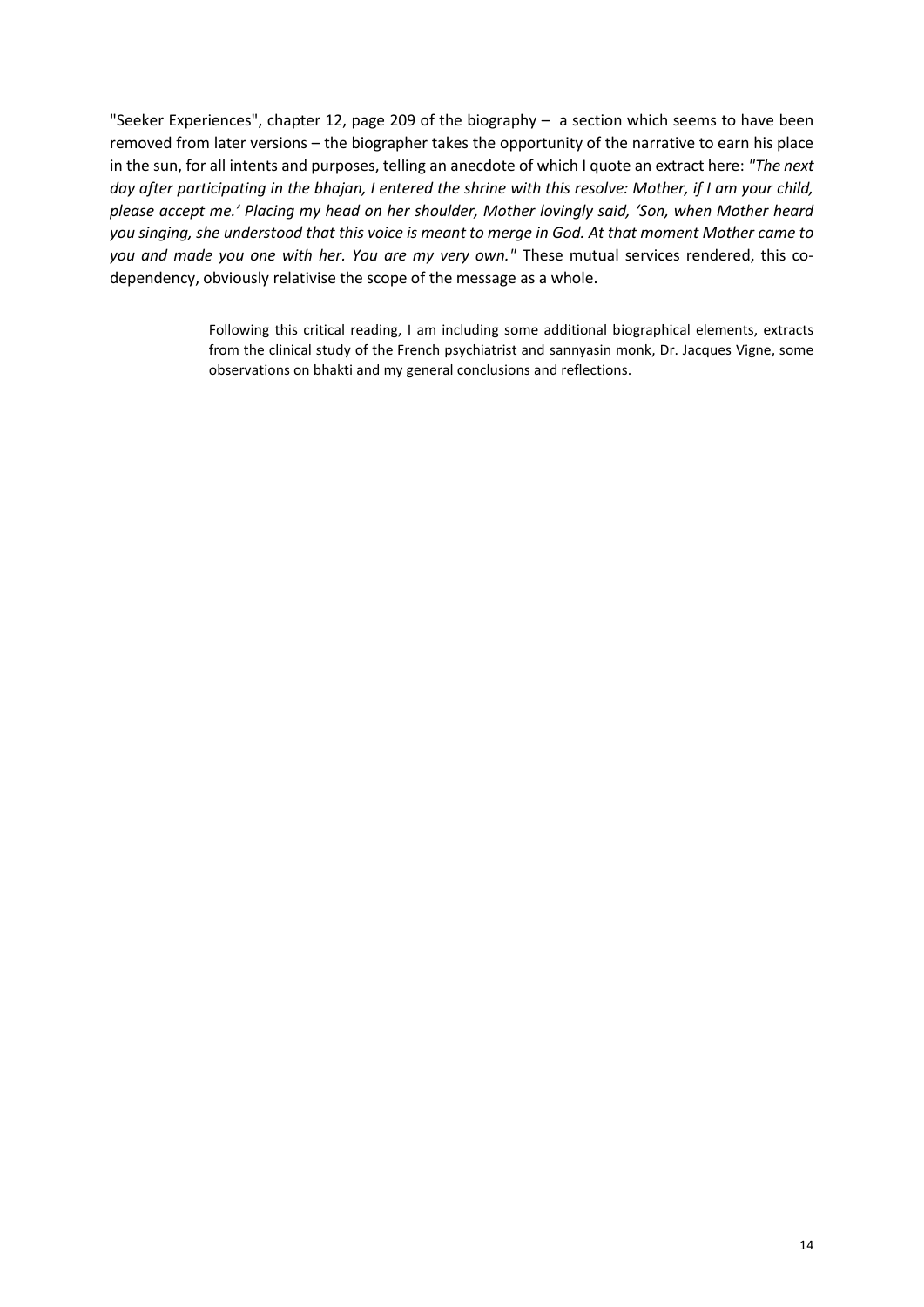"Seeker Experiences", chapter 12, page 209 of the biography – a section which seems to have been removed from later versions – the biographer takes the opportunity of the narrative to earn his place in the sun, for all intents and purposes, telling an anecdote of which I quote an extract here: *"The next day after participating in the bhajan, I entered the shrine with this resolve: Mother, if I am your child, please accept me.' Placing my head on her shoulder, Mother lovingly said, 'Son, when Mother heard you singing, she understood that this voice is meant to merge in God. At that moment Mother came to you and made you one with her. You are my very own."* These mutual services rendered, this co-dependency, obviously relativise the scope of the message as a whole.

> Following this critical reading, I am including some additional biographical elements, extracts from the clinical study of the French psychiatrist and sannyasin monk, Dr. Jacques Vigne, some observations on bhakti and my general conclusions and reflections.